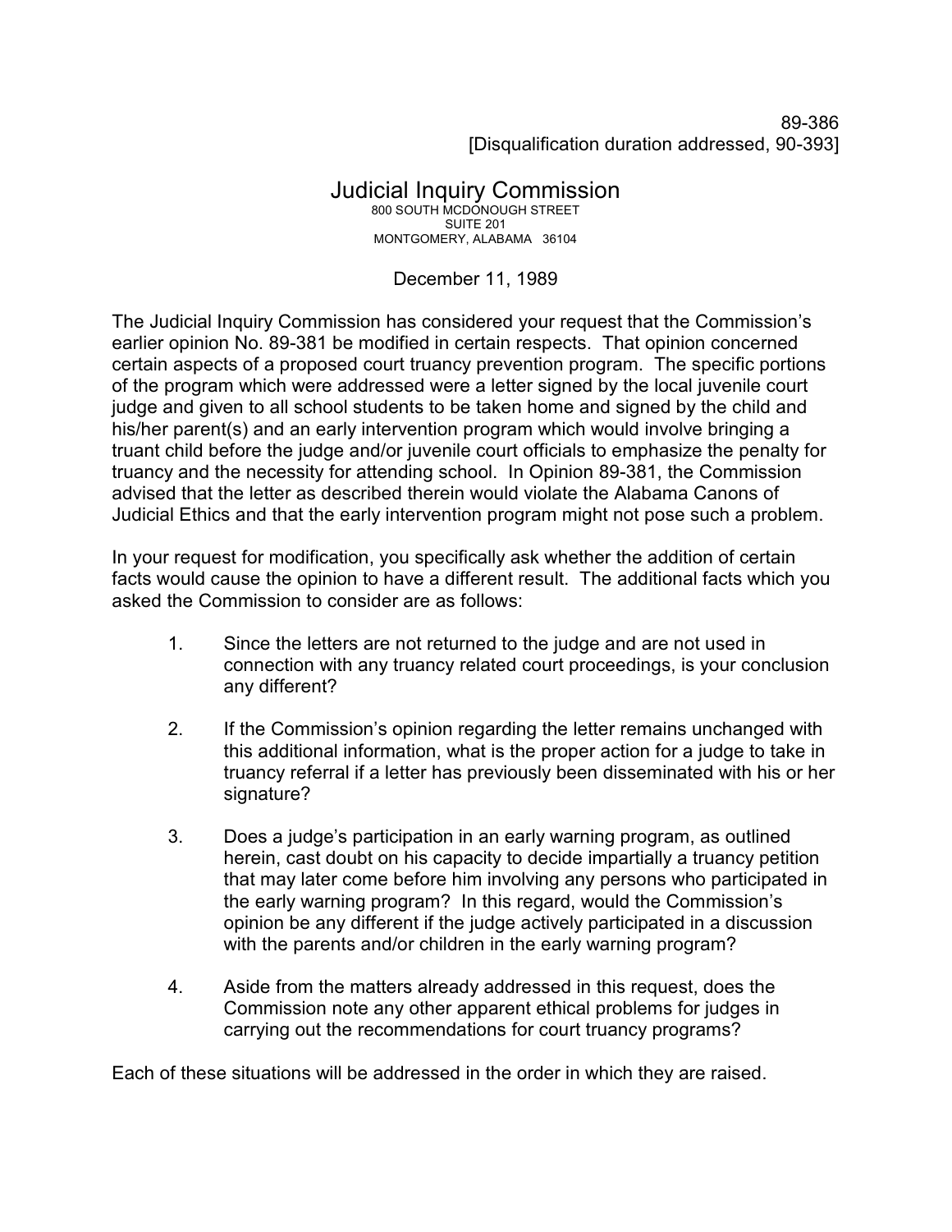89-386
[Disqualification duration addressed, 90-393]

# Judicial Inquiry Commission

800 SOUTH MCDONOUGH STREET
SUITE 201
MONTGOMERY, ALABAMA 36104

December 11, 1989

The Judicial Inquiry Commission has considered your request that the Commission's earlier opinion No. 89-381 be modified in certain respects. That opinion concerned certain aspects of a proposed court truancy prevention program. The specific portions of the program which were addressed were a letter signed by the local juvenile court judge and given to all school students to be taken home and signed by the child and his/her parent(s) and an early intervention program which would involve bringing a truant child before the judge and/or juvenile court officials to emphasize the penalty for truancy and the necessity for attending school. In Opinion 89-381, the Commission advised that the letter as described therein would violate the Alabama Canons of Judicial Ethics and that the early intervention program might not pose such a problem.

In your request for modification, you specifically ask whether the addition of certain facts would cause the opinion to have a different result. The additional facts which you asked the Commission to consider are as follows:

1. Since the letters are not returned to the judge and are not used in connection with any truancy related court proceedings, is your conclusion any different?

2. If the Commission's opinion regarding the letter remains unchanged with this additional information, what is the proper action for a judge to take in truancy referral if a letter has previously been disseminated with his or her signature?

3. Does a judge's participation in an early warning program, as outlined herein, cast doubt on his capacity to decide impartially a truancy petition that may later come before him involving any persons who participated in the early warning program? In this regard, would the Commission's opinion be any different if the judge actively participated in a discussion with the parents and/or children in the early warning program?

4. Aside from the matters already addressed in this request, does the Commission note any other apparent ethical problems for judges in carrying out the recommendations for court truancy programs?

Each of these situations will be addressed in the order in which they are raised.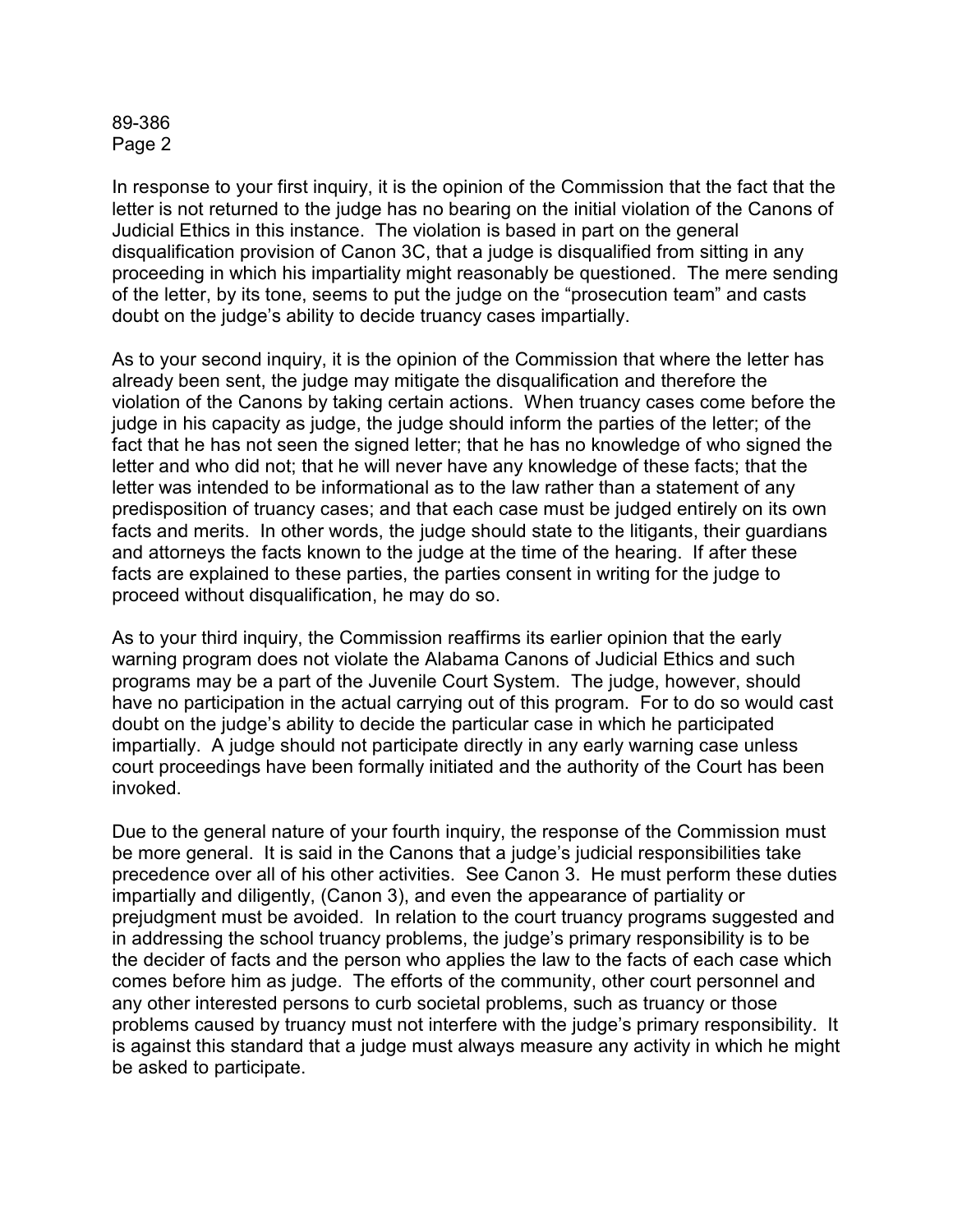In response to your first inquiry, it is the opinion of the Commission that the fact that the letter is not returned to the judge has no bearing on the initial violation of the Canons of Judicial Ethics in this instance. The violation is based in part on the general disqualification provision of Canon 3C, that a judge is disqualified from sitting in any proceeding in which his impartiality might reasonably be questioned. The mere sending of the letter, by its tone, seems to put the judge on the "prosecution team" and casts doubt on the judge's ability to decide truancy cases impartially.

As to your second inquiry, it is the opinion of the Commission that where the letter has already been sent, the judge may mitigate the disqualification and therefore the violation of the Canons by taking certain actions. When truancy cases come before the judge in his capacity as judge, the judge should inform the parties of the letter; of the fact that he has not seen the signed letter; that he has no knowledge of who signed the letter and who did not; that he will never have any knowledge of these facts; that the letter was intended to be informational as to the law rather than a statement of any predisposition of truancy cases; and that each case must be judged entirely on its own facts and merits. In other words, the judge should state to the litigants, their guardians and attorneys the facts known to the judge at the time of the hearing. If after these facts are explained to these parties, the parties consent in writing for the judge to proceed without disqualification, he may do so.

As to your third inquiry, the Commission reaffirms its earlier opinion that the early warning program does not violate the Alabama Canons of Judicial Ethics and such programs may be a part of the Juvenile Court System. The judge, however, should have no participation in the actual carrying out of this program. For to do so would cast doubt on the judge's ability to decide the particular case in which he participated impartially. A judge should not participate directly in any early warning case unless court proceedings have been formally initiated and the authority of the Court has been invoked.

Due to the general nature of your fourth inquiry, the response of the Commission must be more general. It is said in the Canons that a judge's judicial responsibilities take precedence over all of his other activities. See Canon 3. He must perform these duties impartially and diligently, (Canon 3), and even the appearance of partiality or prejudgment must be avoided. In relation to the court truancy programs suggested and in addressing the school truancy problems, the judge's primary responsibility is to be the decider of facts and the person who applies the law to the facts of each case which comes before him as judge. The efforts of the community, other court personnel and any other interested persons to curb societal problems, such as truancy or those problems caused by truancy must not interfere with the judge's primary responsibility. It is against this standard that a judge must always measure any activity in which he might be asked to participate.